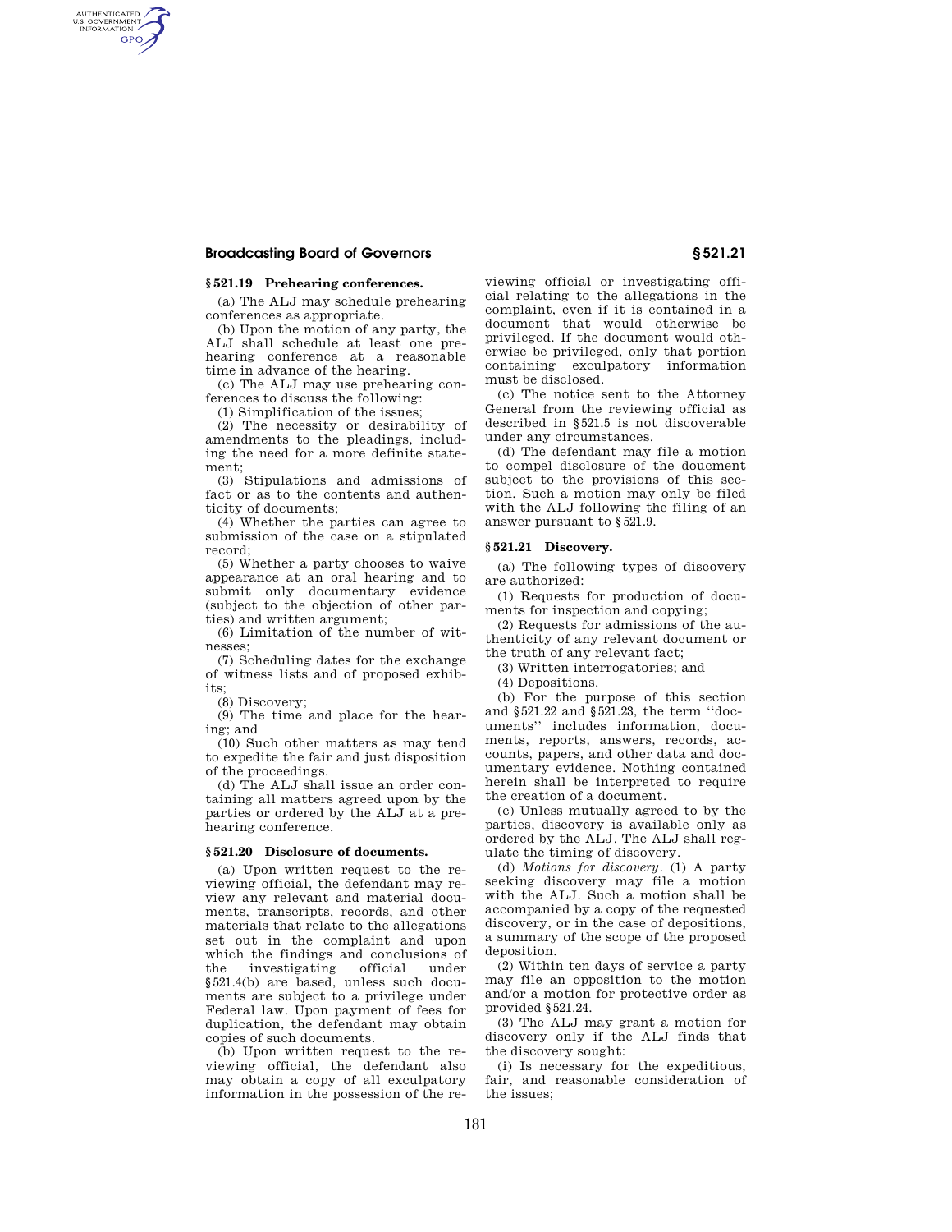### § 521.19 Prehearing conferences.

(a) The ALJ may schedule prehearing conferences as appropriate.

(b) Upon the motion of any party, the ALJ shall schedule at least one prehearing conference at a reasonable time in advance of the hearing.

(c) The ALJ may use prehearing conferences to discuss the following:

(1) Simplification of the issues;

(2) The necessity or desirability of amendments to the pleadings, including the need for a more definite statement;

(3) Stipulations and admissions of fact or as to the contents and authenticity of documents;

(4) Whether the parties can agree to submission of the case on a stipulated record;

(5) Whether a party chooses to waive appearance at an oral hearing and to submit only documentary evidence (subject to the objection of other parties) and written argument;

(6) Limitation of the number of witnesses;

(7) Scheduling dates for the exchange of witness lists and of proposed exhibits;

(8) Discovery;

(9) The time and place for the hearing; and

(10) Such other matters as may tend to expedite the fair and just disposition of the proceedings.

(d) The ALJ shall issue an order containing all matters agreed upon by the parties or ordered by the ALJ at a prehearing conference.

### § 521.20 Disclosure of documents.

(a) Upon written request to the reviewing official, the defendant may review any relevant and material documents, transcripts, records, and other materials that relate to the allegations set out in the complaint and upon which the findings and conclusions of the investigating official under §521.4(b) are based, unless such documents are subject to a privilege under Federal law. Upon payment of fees for duplication, the defendant may obtain copies of such documents.

(b) Upon written request to the reviewing official, the defendant also may obtain a copy of all exculpatory information in the possession of the reviewing official or investigating official relating to the allegations in the complaint, even if it is contained in a document that would otherwise be privileged. If the document would otherwise be privileged, only that portion containing exculpatory information must be disclosed.

(c) The notice sent to the Attorney General from the reviewing official as described in §521.5 is not discoverable under any circumstances.

(d) The defendant may file a motion to compel disclosure of the doucment subject to the provisions of this section. Such a motion may only be filed with the ALJ following the filing of an answer pursuant to §521.9.

### § 521.21 Discovery.

(a) The following types of discovery are authorized:

(1) Requests for production of documents for inspection and copying;

(2) Requests for admissions of the authenticity of any relevant document or the truth of any relevant fact;

(3) Written interrogatories; and

(4) Depositions.

(b) For the purpose of this section and §521.22 and §521.23, the term "documents" includes information, documents, reports, answers, records, accounts, papers, and other data and documentary evidence. Nothing contained herein shall be interpreted to require the creation of a document.

(c) Unless mutually agreed to by the parties, discovery is available only as ordered by the ALJ. The ALJ shall regulate the timing of discovery.

(d) *Motions for discovery*. (1) A party seeking discovery may file a motion with the ALJ. Such a motion shall be accompanied by a copy of the requested discovery, or in the case of depositions, a summary of the scope of the proposed deposition.

(2) Within ten days of service a party may file an opposition to the motion and/or a motion for protective order as provided §521.24.

(3) The ALJ may grant a motion for discovery only if the ALJ finds that the discovery sought:

(i) Is necessary for the expeditious, fair, and reasonable consideration of the issues;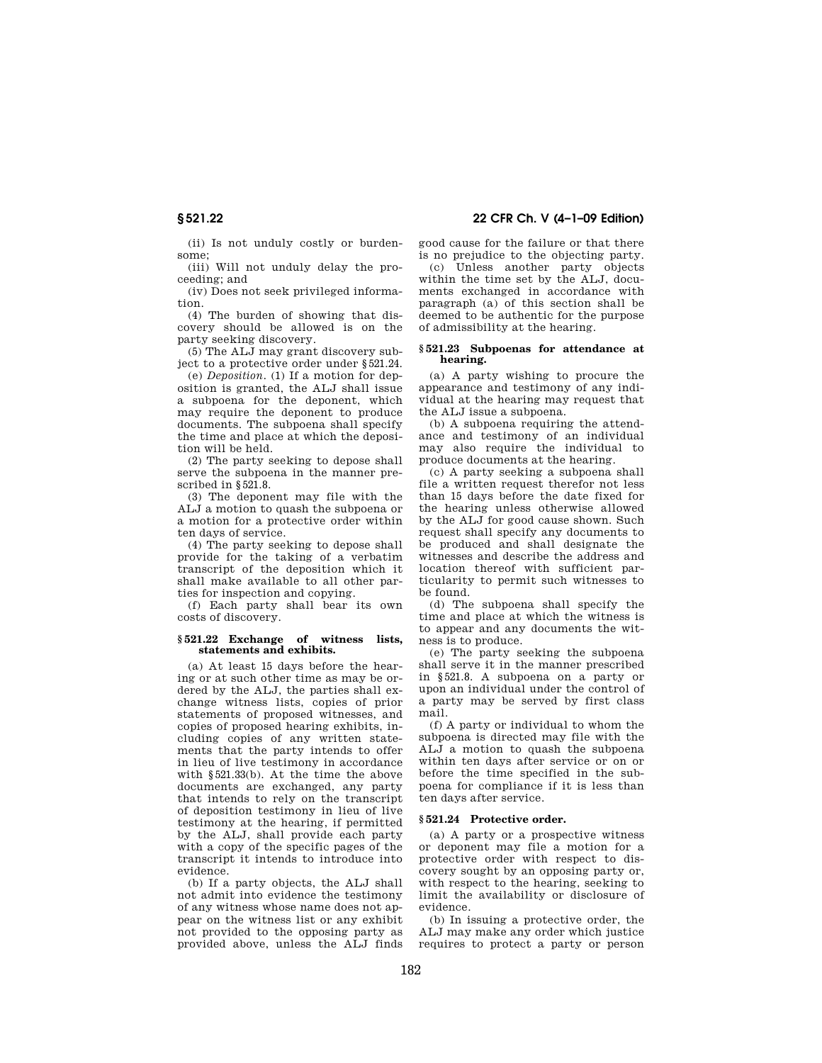(ii) Is not unduly costly or burdensome;

(iii) Will not unduly delay the proceeding; and

(iv) Does not seek privileged information.

(4) The burden of showing that discovery should be allowed is on the party seeking discovery.

(5) The ALJ may grant discovery subject to a protective order under § 521.24.

(e) *Deposition.* (1) If a motion for deposition is granted, the ALJ shall issue a subpoena for the deponent, which may require the deponent to produce documents. The subpoena shall specify the time and place at which the deposition will be held.

(2) The party seeking to depose shall serve the subpoena in the manner prescribed in § 521.8.

(3) The deponent may file with the ALJ a motion to quash the subpoena or a motion for a protective order within ten days of service.

(4) The party seeking to depose shall provide for the taking of a verbatim transcript of the deposition which it shall make available to all other parties for inspection and copying.

(f) Each party shall bear its own costs of discovery.

### § 521.22 Exchange of witness lists, statements and exhibits.

(a) At least 15 days before the hearing or at such other time as may be ordered by the ALJ, the parties shall exchange witness lists, copies of prior statements of proposed witnesses, and copies of proposed hearing exhibits, including copies of any written statements that the party intends to offer in lieu of live testimony in accordance with § 521.33(b). At the time the above documents are exchanged, any party that intends to rely on the transcript of deposition testimony in lieu of live testimony at the hearing, if permitted by the ALJ, shall provide each party with a copy of the specific pages of the transcript it intends to introduce into evidence.

(b) If a party objects, the ALJ shall not admit into evidence the testimony of any witness whose name does not appear on the witness list or any exhibit not provided to the opposing party as provided above, unless the ALJ finds good cause for the failure or that there is no prejudice to the objecting party.

(c) Unless another party objects within the time set by the ALJ, documents exchanged in accordance with paragraph (a) of this section shall be deemed to be authentic for the purpose of admissibility at the hearing.

### § 521.23 Subpoenas for attendance at hearing.

(a) A party wishing to procure the appearance and testimony of any individual at the hearing may request that the ALJ issue a subpoena.

(b) A subpoena requiring the attendance and testimony of an individual may also require the individual to produce documents at the hearing.

(c) A party seeking a subpoena shall file a written request therefor not less than 15 days before the date fixed for the hearing unless otherwise allowed by the ALJ for good cause shown. Such request shall specify any documents to be produced and shall designate the witnesses and describe the address and location thereof with sufficient particularity to permit such witnesses to be found.

(d) The subpoena shall specify the time and place at which the witness is to appear and any documents the witness is to produce.

(e) The party seeking the subpoena shall serve it in the manner prescribed in § 521.8. A subpoena on a party or upon an individual under the control of a party may be served by first class mail.

(f) A party or individual to whom the subpoena is directed may file with the ALJ a motion to quash the subpoena within ten days after service or on or before the time specified in the subpoena for compliance if it is less than ten days after service.

### § 521.24 Protective order.

(a) A party or a prospective witness or deponent may file a motion for a protective order with respect to discovery sought by an opposing party or, with respect to the hearing, seeking to limit the availability or disclosure of evidence.

(b) In issuing a protective order, the ALJ may make any order which justice requires to protect a party or person